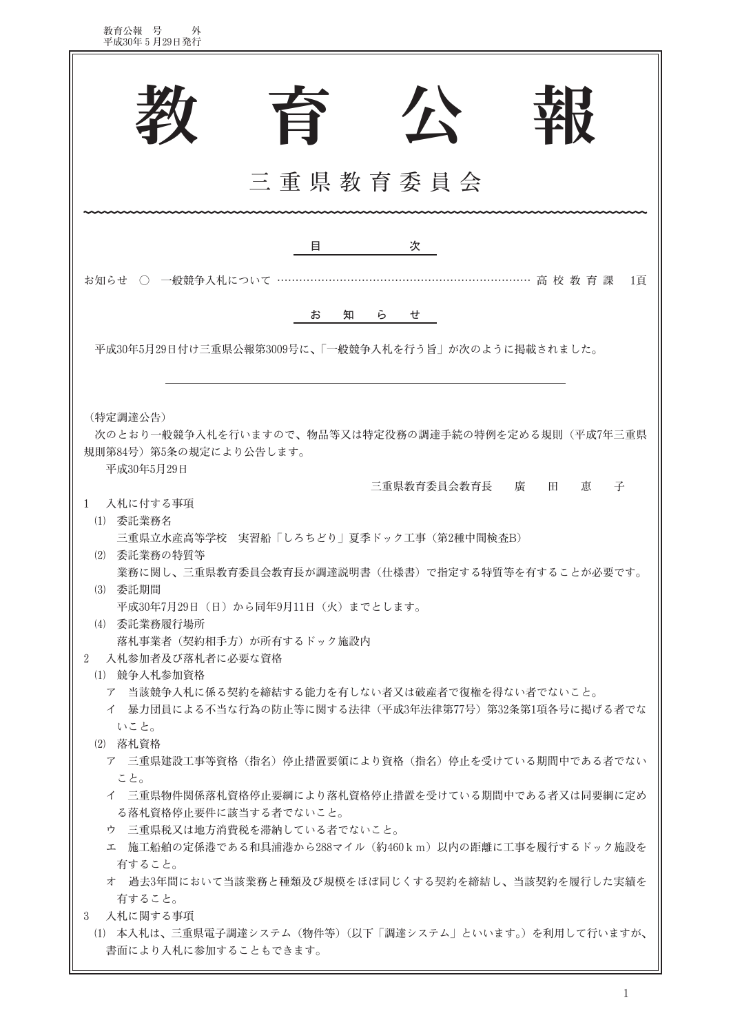教育公報　号　　外
平成30年５月29日発行

# 教　育　公　報

## 三重県教育委員会

目　　　　　次

お知らせ　○　一般競争入札について ……………………………………………………… 高校教育課　1頁

お　知　ら　せ

平成30年5月29日付け三重県公報第3009号に、「一般競争入札を行う旨」が次のように掲載されました。

---

（特定調達公告）

次のとおり一般競争入札を行いますので、物品等又は特定役務の調達手続の特例を定める規則（平成7年三重県規則第84号）第5条の規定により公告します。

平成30年5月29日

三重県教育委員会教育長　　廣　田　恵　子

1　入札に付する事項

⑴　委託業務名

三重県立水産高等学校　実習船「しろちどり」夏季ドック工事（第2種中間検査B）

⑵　委託業務の特質等

業務に関し、三重県教育委員会教育長が調達説明書（仕様書）で指定する特質等を有することが必要です。

⑶　委託期間

平成30年7月29日（日）から同年9月11日（火）までとします。

⑷　委託業務履行場所

落札事業者（契約相手方）が所有するドック施設内

2　入札参加者及び落札者に必要な資格

⑴　競争入札参加資格

ア　当該競争入札に係る契約を締結する能力を有しない者又は破産者で復権を得ない者でないこと。

イ　暴力団員による不当な行為の防止等に関する法律（平成3年法律第77号）第32条第1項各号に掲げる者でないこと。

⑵　落札資格

ア　三重県建設工事等資格（指名）停止措置要領により資格（指名）停止を受けている期間中である者でないこと。

イ　三重県物件関係落札資格停止要綱により落札資格停止措置を受けている期間中である者又は同要綱に定める落札資格停止要件に該当する者でないこと。

ウ　三重県税又は地方消費税を滞納している者でないこと。

エ　施工船舶の定係港である和具浦港から288マイル（約460ｋｍ）以内の距離に工事を履行するドック施設を有すること。

オ　過去3年間において当該業務と種類及び規模をほぼ同じくする契約を締結し、当該契約を履行した実績を有すること。

3　入札に関する事項

⑴　本入札は、三重県電子調達システム（物件等）（以下「調達システム」といいます。）を利用して行いますが、書面により入札に参加することもできます。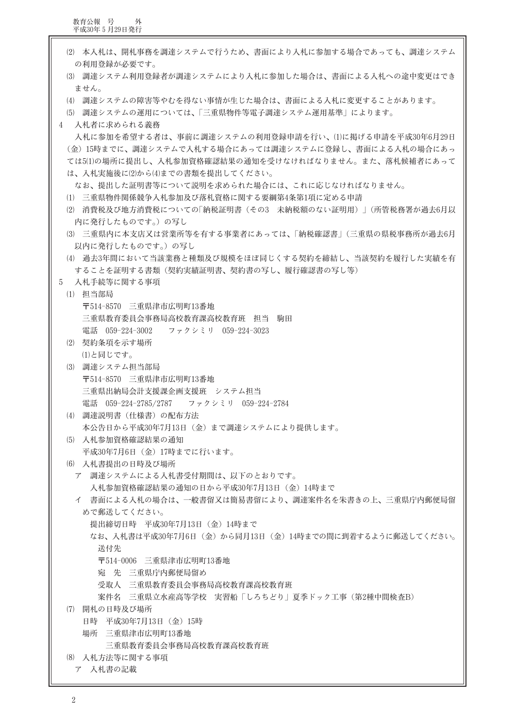⑵　本入札は、開札事務を調達システムで行うため、書面により入札に参加する場合であっても、調達システムの利用登録が必要です。

⑶　調達システム利用登録者が調達システムにより入札に参加した場合は、書面による入札への途中変更はできません。

⑷　調達システムの障害等やむを得ない事情が生じた場合は、書面による入札に変更することがあります。

⑸　調達システムの運用については、「三重県物件等電子調達システム運用基準」によります。

4　入札者に求められる義務

入札に参加を希望する者は、事前に調達システムの利用登録申請を行い、⑴に掲げる申請を平成30年6月29日（金）15時までに、調達システムで入札する場合にあっては調達システムに登録し、書面による入札の場合にあっては5⑴の場所に提出し、入札参加資格確認結果の通知を受けなければなりません。また、落札候補者にあっては、入札実施後に⑵から⑷までの書類を提出してください。

なお、提出した証明書等について説明を求められた場合には、これに応じなければなりません。

⑴　三重県物件関係競争入札参加及び落札資格に関する要綱第4条第1項に定める申請

⑵　消費税及び地方消費税についての「納税証明書（その3　未納税額のない証明用）」（所管税務署が過去6月以内に発行したものです。）の写し

⑶　三重県内に本支店又は営業所等を有する事業者にあっては、「納税確認書」（三重県の県税事務所が過去6月以内に発行したものです。）の写し

⑷　過去3年間において当該業務と種類及び規模をほぼ同じくする契約を締結し、当該契約を履行した実績を有することを証明する書類（契約実績証明書、契約書の写し、履行確認書の写し等）

5　入札手続等に関する事項

⑴　担当部局

〒514-8570　三重県津市広明町13番地

三重県教育委員会事務局高校教育課高校教育班　担当　駒田

電話　059-224-3002　　ファクシミリ　059-224-3023

⑵　契約条項を示す場所

⑴と同じです。

⑶　調達システム担当部局

〒514-8570　三重県津市広明町13番地

三重県出納局会計支援課企画支援班　システム担当

電話　059-224-2785/2787　　ファクシミリ　059-224-2784

⑷　調達説明書（仕様書）の配布方法

本公告日から平成30年7月13日（金）まで調達システムにより提供します。

⑸　入札参加資格確認結果の通知

平成30年7月6日（金）17時までに行います。

⑹　入札書提出の日時及び場所

ア　調達システムによる入札書受付期間は、以下のとおりです。

入札参加資格確認結果の通知の日から平成30年7月13日（金）14時まで

イ　書面による入札の場合は、一般書留又は簡易書留により、調達案件名を朱書きの上、三重県庁内郵便局留めで郵送してください。

提出締切日時　平成30年7月13日（金）14時まで

なお、入札書は平成30年7月6日（金）から同月13日（金）14時までの間に到着するように郵送してください。

送付先

〒514-0006　三重県津市広明町13番地

宛　先　三重県庁内郵便局留め

受取人　三重県教育委員会事務局高校教育課高校教育班

案件名　三重県立水産高等学校　実習船「しろちどり」夏季ドック工事（第2種中間検査B）

⑺　開札の日時及び場所

日時　平成30年7月13日（金）15時

場所　三重県津市広明町13番地

三重県教育委員会事務局高校教育課高校教育班

⑻　入札方法等に関する事項

ア　入札書の記載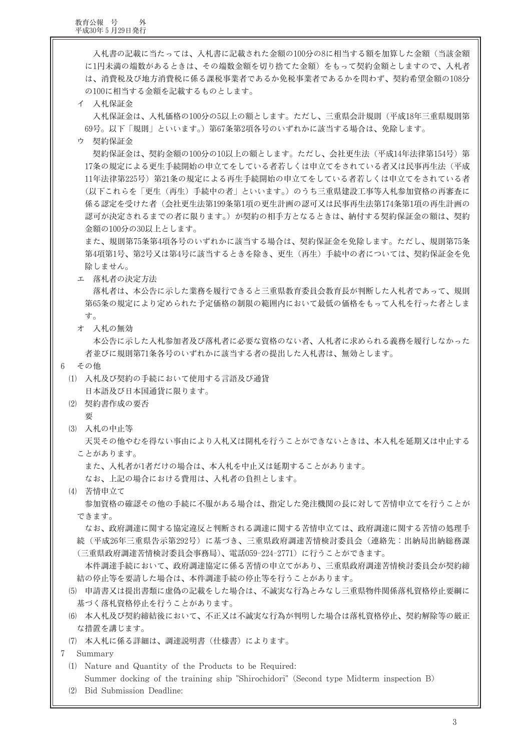入札書の記載に当たっては、入札書に記載された金額の100分の8に相当する額を加算した金額（当該金額に1円未満の端数があるときは、その端数金額を切り捨てた金額）をもって契約金額としますので、入札者は、消費税及び地方消費税に係る課税事業者であるか免税事業者であるかを問わず、契約希望金額の108分の100に相当する金額を記載するものとします。

イ　入札保証金

入札保証金は、入札価格の100分の5以上の額とします。ただし、三重県会計規則（平成18年三重県規則第69号。以下「規則」といいます。）第67条第2項各号のいずれかに該当する場合は、免除します。

ウ　契約保証金

契約保証金は、契約金額の100分の10以上の額とします。ただし、会社更生法（平成14年法律第154号）第17条の規定による更生手続開始の申立てをしている者若しくは申立てをされている者又は民事再生法（平成11年法律第225号）第21条の規定による再生手続開始の申立てをしている者若しくは申立てをされている者（以下これらを「更生（再生）手続中の者」といいます。）のうち三重県建設工事等入札参加資格の再審査に係る認定を受けた者（会社更生法第199条第1項の更生計画の認可又は民事再生法第174条第1項の再生計画の認可が決定されるまでの者に限ります。）が契約の相手方となるときは、納付する契約保証金の額は、契約金額の100分の30以上とします。

また、規則第75条第4項各号のいずれかに該当する場合は、契約保証金を免除します。ただし、規則第75条第4項第1号、第2号又は第4号に該当するときを除き、更生（再生）手続中の者については、契約保証金を免除しません。

エ　落札者の決定方法

落札者は、本公告に示した業務を履行できると三重県教育委員会教育長が判断した入札者であって、規則第65条の規定により定められた予定価格の制限の範囲内において最低の価格をもって入札を行った者とします。

オ　入札の無効

本公告に示した入札参加者及び落札者に必要な資格のない者、入札者に求められる義務を履行しなかった者並びに規則第71条各号のいずれかに該当する者の提出した入札書は、無効とします。

6　その他

(1) 入札及び契約の手続において使用する言語及び通貨

日本語及び日本国通貨に限ります。

(2) 契約書作成の要否

要

(3) 入札の中止等

天災その他やむを得ない事由により入札又は開札を行うことができないときは、本入札を延期又は中止することがあります。

また、入札者が1者だけの場合は、本入札を中止又は延期することがあります。

なお、上記の場合における費用は、入札者の負担とします。

(4) 苦情申立て

参加資格の確認その他の手続に不服がある場合は、指定した発注機関の長に対して苦情申立てを行うことができます。

なお、政府調達に関する協定違反と判断される調達に関する苦情申立ては、政府調達に関する苦情の処理手続（平成26年三重県告示第292号）に基づき、三重県政府調達苦情検討委員会（連絡先：出納局出納総務課（三重県政府調達苦情検討委員会事務局）、電話059-224-2771）に行うことができます。

本件調達手続において、政府調達協定に係る苦情の申立てがあり、三重県政府調達苦情検討委員会が契約締結の停止等を要請した場合は、本件調達手続の停止等を行うことがあります。

(5) 申請書又は提出書類に虚偽の記載をした場合は、不誠実な行為とみなし三重県物件関係落札資格停止要綱に基づく落札資格停止を行うことがあります。

(6) 本入札及び契約締結後において、不正又は不誠実な行為が判明した場合は落札資格停止、契約解除等の厳正な措置を講じます。

(7) 本入札に係る詳細は、調達説明書（仕様書）によります。

7　Summary

(1) Nature and Quantity of the Products to be Required:

Summer docking of the training ship "Shirochidori" (Second type Midterm inspection B)

(2) Bid Submission Deadline: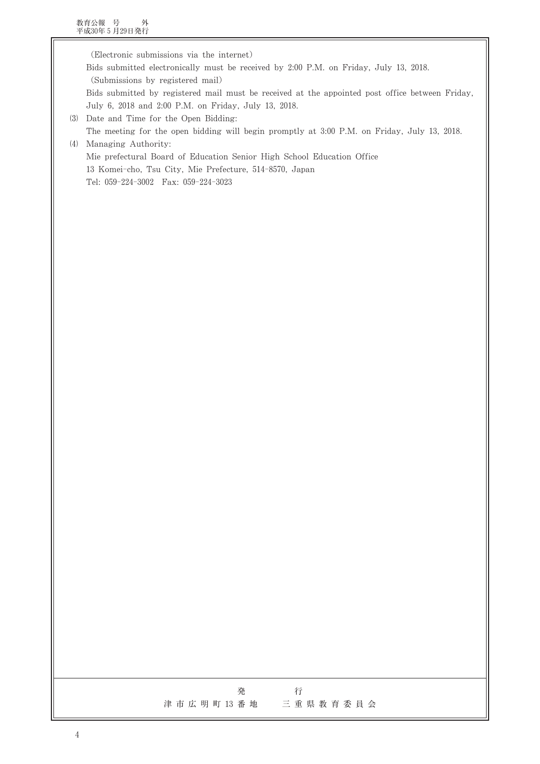（Electronic submissions via the internet）

Bids submitted electronically must be received by 2:00 P.M. on Friday, July 13, 2018.

（Submissions by registered mail）

Bids submitted by registered mail must be received at the appointed post office between Friday, July 6, 2018 and 2:00 P.M. on Friday, July 13, 2018.

(3) Date and Time for the Open Bidding:

The meeting for the open bidding will begin promptly at 3:00 P.M. on Friday, July 13, 2018.

(4) Managing Authority:

Mie prefectural Board of Education Senior High School Education Office

13 Komei-cho, Tsu City, Mie Prefecture, 514-8570, Japan

Tel: 059-224-3002　Fax: 059-224-3023

発　　行

津市広明町13番地　　三重県教育委員会